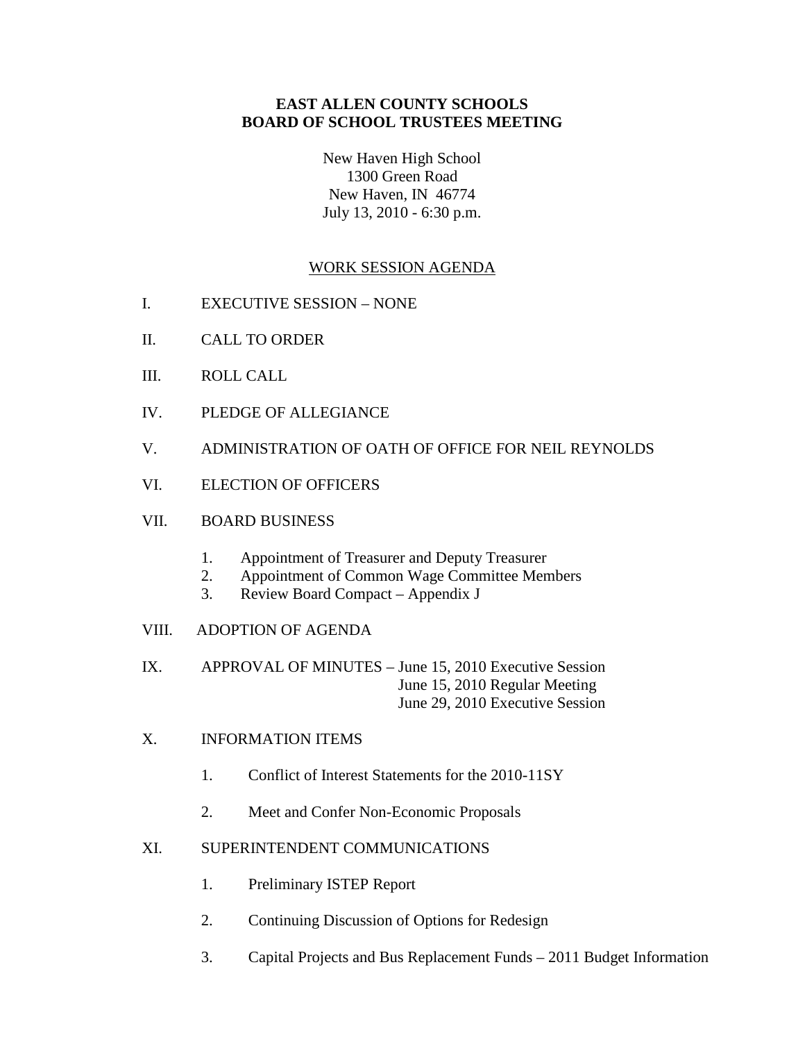# EAST ALLEN COUNTY SCHOOLS
# BOARD OF SCHOOL TRUSTEES MEETING

New Haven High School
1300 Green Road
New Haven, IN 46774
July 13, 2010 - 6:30 p.m.

## WORK SESSION AGENDA

I. EXECUTIVE SESSION – NONE

II. CALL TO ORDER

III. ROLL CALL

IV. PLEDGE OF ALLEGIANCE

V. ADMINISTRATION OF OATH OF OFFICE FOR NEIL REYNOLDS

VI. ELECTION OF OFFICERS

VII. BOARD BUSINESS

1. Appointment of Treasurer and Deputy Treasurer
2. Appointment of Common Wage Committee Members
3. Review Board Compact – Appendix J

VIII. ADOPTION OF AGENDA

IX. APPROVAL OF MINUTES – June 15, 2010 Executive Session
June 15, 2010 Regular Meeting
June 29, 2010 Executive Session

X. INFORMATION ITEMS

1. Conflict of Interest Statements for the 2010-11SY
2. Meet and Confer Non-Economic Proposals

XI. SUPERINTENDENT COMMUNICATIONS

1. Preliminary ISTEP Report
2. Continuing Discussion of Options for Redesign
3. Capital Projects and Bus Replacement Funds – 2011 Budget Information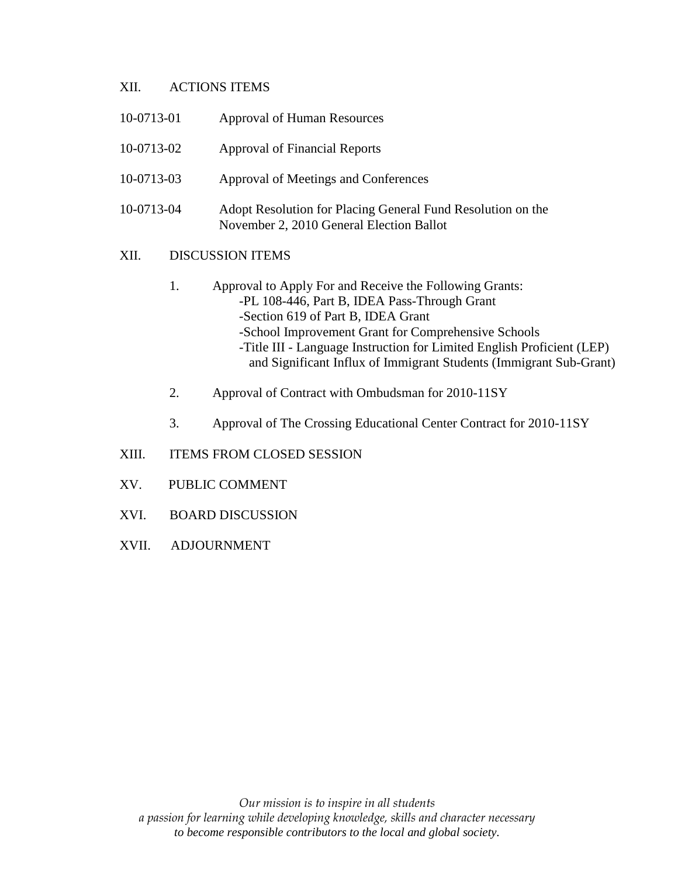XII. ACTIONS ITEMS

10-0713-01 Approval of Human Resources

10-0713-02 Approval of Financial Reports

10-0713-03 Approval of Meetings and Conferences

10-0713-04 Adopt Resolution for Placing General Fund Resolution on the November 2, 2010 General Election Ballot

XII. DISCUSSION ITEMS

1. Approval to Apply For and Receive the Following Grants:
   - -PL 108-446, Part B, IDEA Pass-Through Grant
   - -Section 619 of Part B, IDEA Grant
   - -School Improvement Grant for Comprehensive Schools
   - -Title III - Language Instruction for Limited English Proficient (LEP) and Significant Influx of Immigrant Students (Immigrant Sub-Grant)

2. Approval of Contract with Ombudsman for 2010-11SY

3. Approval of The Crossing Educational Center Contract for 2010-11SY

XIII. ITEMS FROM CLOSED SESSION

XV. PUBLIC COMMENT

XVI. BOARD DISCUSSION

XVII. ADJOURNMENT

*Our mission is to inspire in all students a passion for learning while developing knowledge, skills and character necessary to become responsible contributors to the local and global society.*